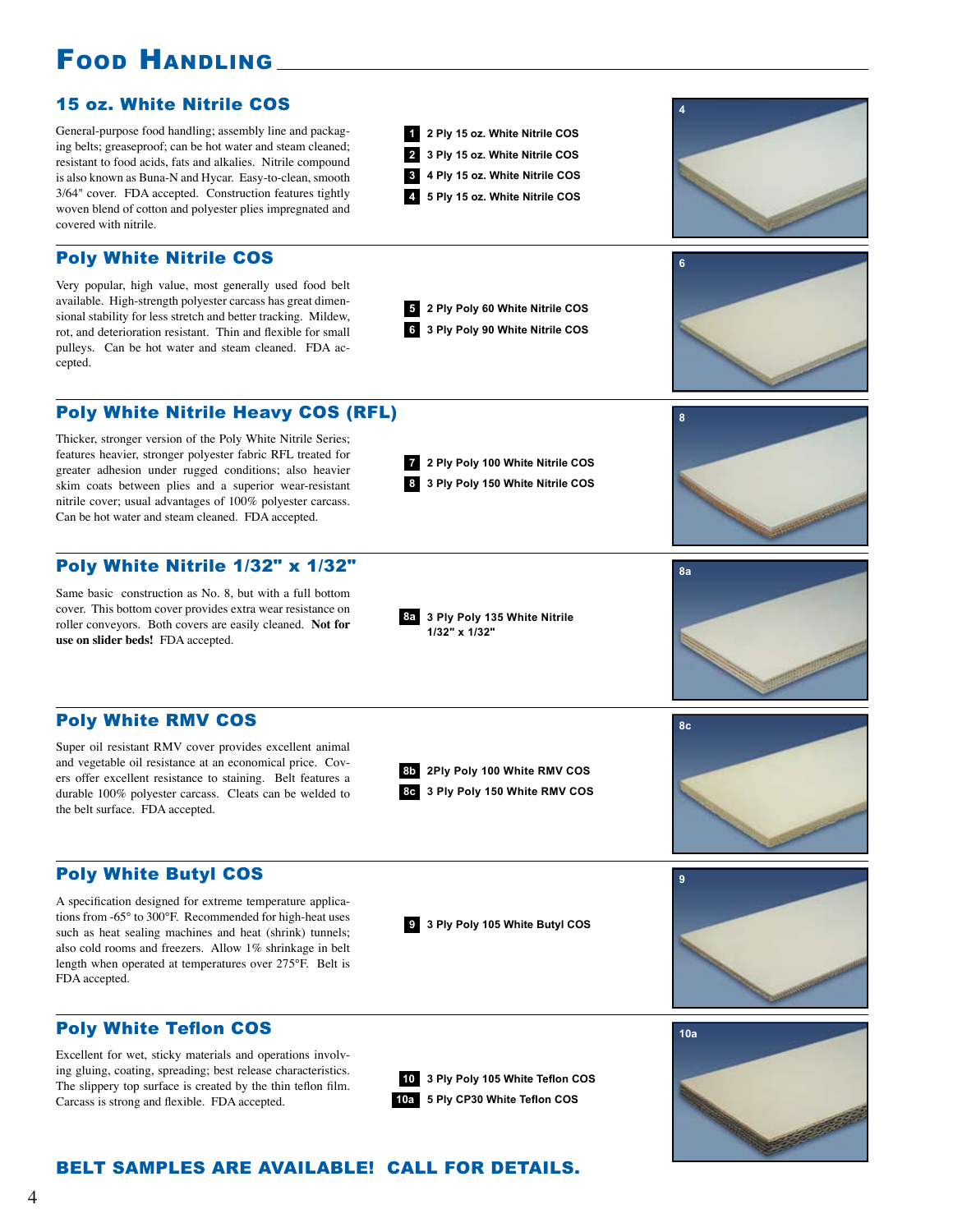# Food Handling

## 15 oz. White Nitrile COS

General-purpose food handling; assembly line and packaging belts; greaseproof; can be hot water and steam cleaned; resistant to food acids, fats and alkalies. Nitrile compound is also known as Buna-N and Hycar. Easy-to-clean, smooth 3/64" cover. FDA accepted. Construction features tightly woven blend of cotton and polyester plies impregnated and covered with nitrile.

- **1** 2 Ply 15 oz. White Nitrile COS
- **2** 3 Ply 15 oz. White Nitrile COS
- **3** 4 Ply 15 oz. White Nitrile COS
- **4** 5 Ply 15 oz. White Nitrile COS

4

## Poly White Nitrile COS

Very popular, high value, most generally used food belt available. High-strength polyester carcass has great dimensional stability for less stretch and better tracking. Mildew, rot, and deterioration resistant. Thin and flexible for small pulleys. Can be hot water and steam cleaned. FDA accepted.

- **5** 2 Ply Poly 60 White Nitrile COS
- **6** 3 Ply Poly 90 White Nitrile COS

6

## Poly White Nitrile Heavy COS (RFL)

Thicker, stronger version of the Poly White Nitrile Series; features heavier, stronger polyester fabric RFL treated for greater adhesion under rugged conditions; also heavier skim coats between plies and a superior wear-resistant nitrile cover; usual advantages of 100% polyester carcass. Can be hot water and steam cleaned. FDA accepted.

- **7** 2 Ply Poly 100 White Nitrile COS
- **8** 3 Ply Poly 150 White Nitrile COS

8

## Poly White Nitrile 1/32" x 1/32"

Same basic construction as No. 8, but with a full bottom cover. This bottom cover provides extra wear resistance on roller conveyors. Both covers are easily cleaned. **Not for use on slider beds!** FDA accepted.

- **8a** 3 Ply Poly 135 White Nitrile 1/32" x 1/32"

8a

## Poly White RMV COS

Super oil resistant RMV cover provides excellent animal and vegetable oil resistance at an economical price. Covers offer excellent resistance to staining. Belt features a durable 100% polyester carcass. Cleats can be welded to the belt surface. FDA accepted.

- **8b** 2Ply Poly 100 White RMV COS
- **8c** 3 Ply Poly 150 White RMV COS

8c

## Poly White Butyl COS

A specification designed for extreme temperature applications from -65° to 300°F. Recommended for high-heat uses such as heat sealing machines and heat (shrink) tunnels; also cold rooms and freezers. Allow 1% shrinkage in belt length when operated at temperatures over 275°F. Belt is FDA accepted.

- **9** 3 Ply Poly 105 White Butyl COS

9

## Poly White Teflon COS

Excellent for wet, sticky materials and operations involving gluing, coating, spreading; best release characteristics. The slippery top surface is created by the thin teflon film. Carcass is strong and flexible. FDA accepted.

- **10** 3 Ply Poly 105 White Teflon COS
- **10a** 5 Ply CP30 White Teflon COS

10a

**BELT SAMPLES ARE AVAILABLE! CALL FOR DETAILS.**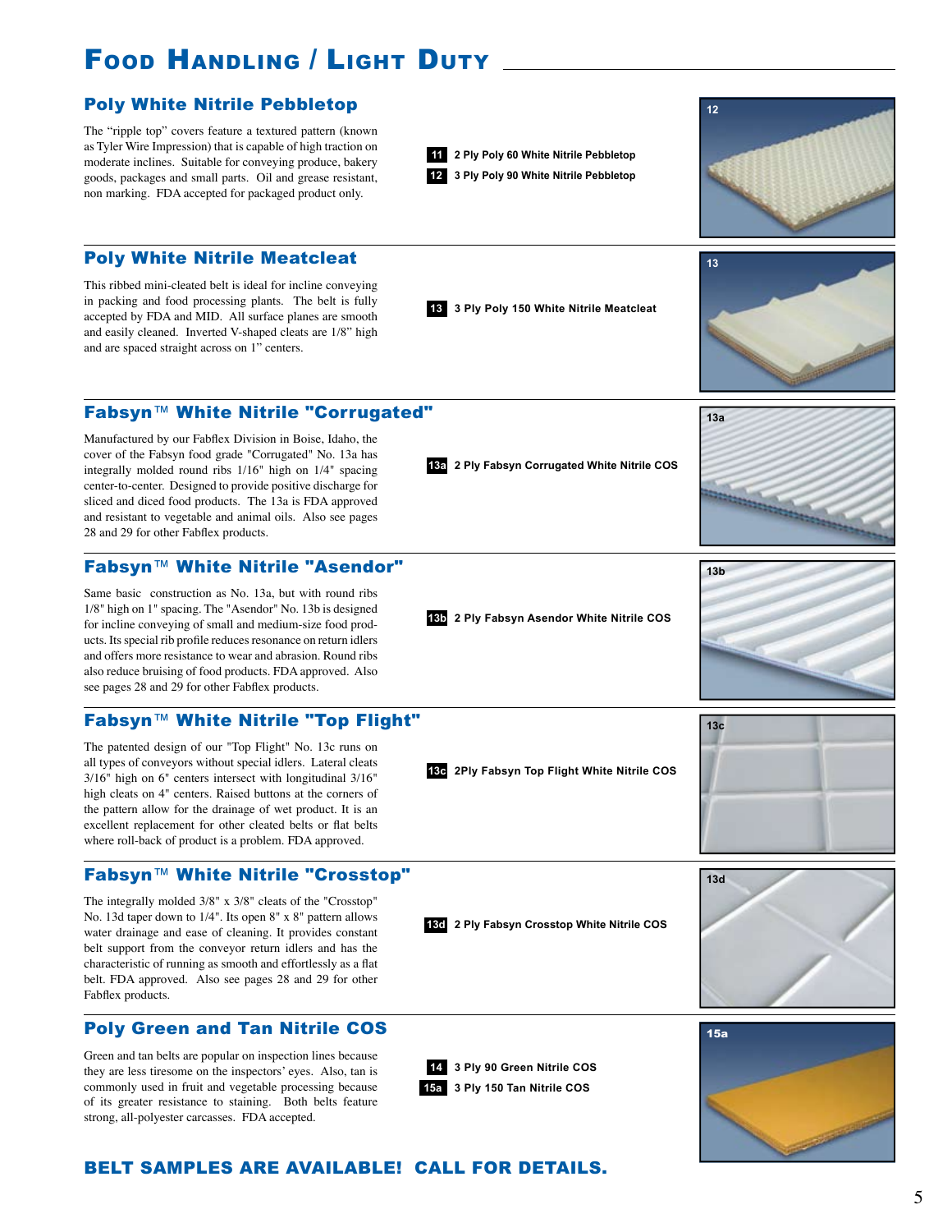# Food Handling / Light Duty

## Poly White Nitrile Pebbletop

The "ripple top" covers feature a textured pattern (known as Tyler Wire Impression) that is capable of high traction on moderate inclines. Suitable for conveying produce, bakery goods, packages and small parts. Oil and grease resistant, non marking. FDA accepted for packaged product only.

**11** 2 Ply Poly 60 White Nitrile Pebbletop

**12** 3 Ply Poly 90 White Nitrile Pebbletop

## Poly White Nitrile Meatcleat

This ribbed mini-cleated belt is ideal for incline conveying in packing and food processing plants. The belt is fully accepted by FDA and MID. All surface planes are smooth and easily cleaned. Inverted V-shaped cleats are 1/8" high and are spaced straight across on 1" centers.

**13** 3 Ply Poly 150 White Nitrile Meatcleat

## Fabsyn™ White Nitrile "Corrugated"

Manufactured by our Fabflex Division in Boise, Idaho, the cover of the Fabsyn food grade "Corrugated" No. 13a has integrally molded round ribs 1/16" high on 1/4" spacing center-to-center. Designed to provide positive discharge for sliced and diced food products. The 13a is FDA approved and resistant to vegetable and animal oils. Also see pages 28 and 29 for other Fabflex products.

**13a** 2 Ply Fabsyn Corrugated White Nitrile COS

## Fabsyn™ White Nitrile "Asendor"

Same basic construction as No. 13a, but with round ribs 1/8" high on 1" spacing. The "Asendor" No. 13b is designed for incline conveying of small and medium-size food products. Its special rib profile reduces resonance on return idlers and offers more resistance to wear and abrasion. Round ribs also reduce bruising of food products. FDA approved. Also see pages 28 and 29 for other Fabflex products.

**13b** 2 Ply Fabsyn Asendor White Nitrile COS

## Fabsyn™ White Nitrile "Top Flight"

The patented design of our "Top Flight" No. 13c runs on all types of conveyors without special idlers. Lateral cleats 3/16" high on 6" centers intersect with longitudinal 3/16" high cleats on 4" centers. Raised buttons at the corners of the pattern allow for the drainage of wet product. It is an excellent replacement for other cleated belts or flat belts where roll-back of product is a problem. FDA approved.

**13c** 2Ply Fabsyn Top Flight White Nitrile COS

## Fabsyn™ White Nitrile "Crosstop"

The integrally molded 3/8" x 3/8" cleats of the "Crosstop" No. 13d taper down to 1/4". Its open 8" x 8" pattern allows water drainage and ease of cleaning. It provides constant belt support from the conveyor return idlers and has the characteristic of running as smooth and effortlessly as a flat belt. FDA approved. Also see pages 28 and 29 for other Fabflex products.

**13d** 2 Ply Fabsyn Crosstop White Nitrile COS

## Poly Green and Tan Nitrile COS

Green and tan belts are popular on inspection lines because they are less tiresome on the inspectors' eyes. Also, tan is commonly used in fruit and vegetable processing because of its greater resistance to staining. Both belts feature strong, all-polyester carcasses. FDA accepted.

**14** 3 Ply 90 Green Nitrile COS

**15a** 3 Ply 150 Tan Nitrile COS

**BELT SAMPLES ARE AVAILABLE! CALL FOR DETAILS.**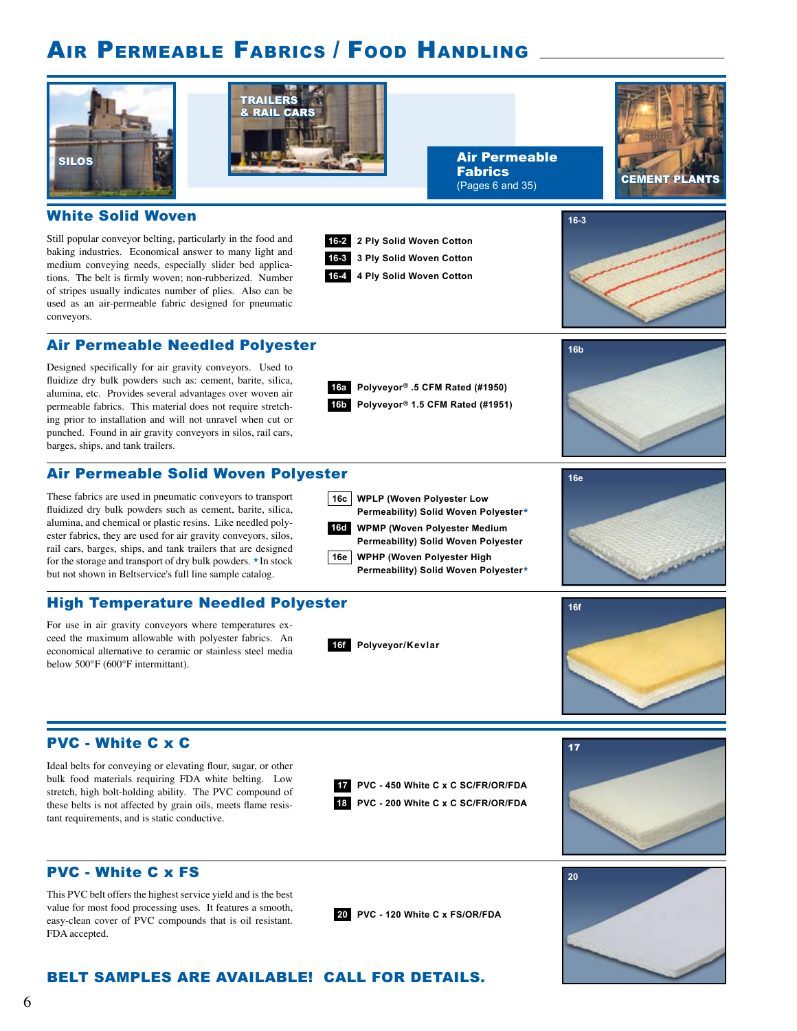# Air Permeable Fabrics / Food Handling

SILOS

TRAILERS & RAIL CARS

**Air Permeable Fabrics**
(Pages 6 and 35)

CEMENT PLANTS

## White Solid Woven

Still popular conveyor belting, particularly in the food and baking industries. Economical answer to many light and medium conveying needs, especially slider bed applications. The belt is firmly woven; non-rubberized. Number of stripes usually indicates number of plies. Also can be used as an air-permeable fabric designed for pneumatic conveyors.

- **16-2** 2 Ply Solid Woven Cotton
- **16-3** 3 Ply Solid Woven Cotton
- **16-4** 4 Ply Solid Woven Cotton

16-3

## Air Permeable Needled Polyester

Designed specifically for air gravity conveyors. Used to fluidize dry bulk powders such as: cement, barite, silica, alumina, etc. Provides several advantages over woven air permeable fabrics. This material does not require stretching prior to installation and will not unravel when cut or punched. Found in air gravity conveyors in silos, rail cars, barges, ships, and tank trailers.

- **16a** Polyveyor® .5 CFM Rated (#1950)
- **16b** Polyveyor® 1.5 CFM Rated (#1951)

16b

## Air Permeable Solid Woven Polyester

These fabrics are used in pneumatic conveyors to transport fluidized dry bulk powders such as cement, barite, silica, alumina, and chemical or plastic resins. Like needled polyester fabrics, they are used for air gravity conveyors, silos, rail cars, barges, ships, and tank trailers that are designed for the storage and transport of dry bulk powders. * In stock but not shown in Beltservice's full line sample catalog.

- **16c** WPLP (Woven Polyester Low Permeability) Solid Woven Polyester*
- **16d** WPMP (Woven Polyester Medium Permeability) Solid Woven Polyester
- **16e** WPHP (Woven Polyester High Permeability) Solid Woven Polyester*

16e

## High Temperature Needled Polyester

For use in air gravity conveyors where temperatures exceed the maximum allowable with polyester fabrics. An economical alternative to ceramic or stainless steel media below 500°F (600°F intermittant).

- **16f** Polyveyor/Kevlar

16f

## PVC - White C x C

Ideal belts for conveying or elevating flour, sugar, or other bulk food materials requiring FDA white belting. Low stretch, high bolt-holding ability. The PVC compound of these belts is not affected by grain oils, meets flame resistant requirements, and is static conductive.

- **17** PVC - 450 White C x C SC/FR/OR/FDA
- **18** PVC - 200 White C x C SC/FR/OR/FDA

17

## PVC - White C x FS

This PVC belt offers the highest service yield and is the best value for most food processing uses. It features a smooth, easy-clean cover of PVC compounds that is oil resistant. FDA accepted.

- **20** PVC - 120 White C x FS/OR/FDA

20

**BELT SAMPLES ARE AVAILABLE! CALL FOR DETAILS.**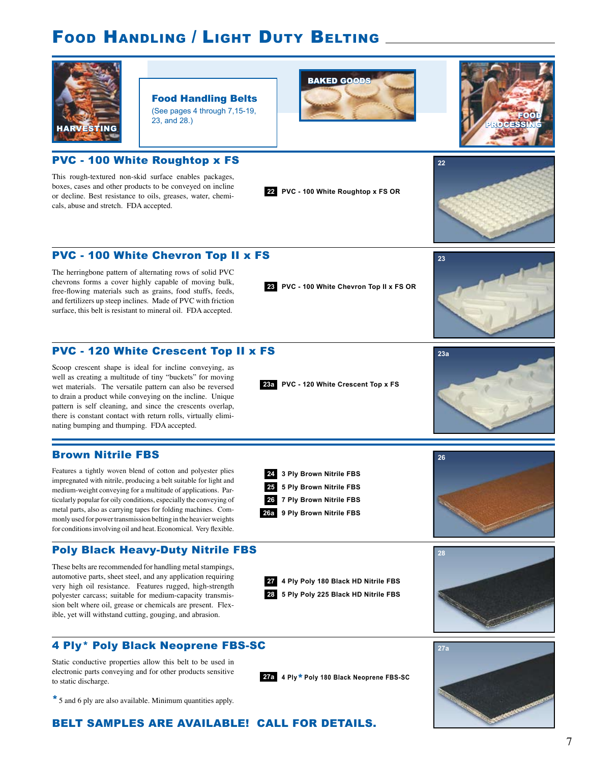# Food Handling / Light Duty Belting

HARVESTING

**Food Handling Belts**

(See pages 4 through 7,15-19, 23, and 28.)

BAKED GOODS

FOOD PROCESSING

## PVC - 100 White Roughtop x FS

This rough-textured non-skid surface enables packages, boxes, cases and other products to be conveyed on incline or decline. Best resistance to oils, greases, water, chemicals, abuse and stretch. FDA accepted.

**22** PVC - 100 White Roughtop x FS OR

22

## PVC - 100 White Chevron Top II x FS

The herringbone pattern of alternating rows of solid PVC chevrons forms a cover highly capable of moving bulk, free-flowing materials such as grains, food stuffs, feeds, and fertilizers up steep inclines. Made of PVC with friction surface, this belt is resistant to mineral oil. FDA accepted.

**23** PVC - 100 White Chevron Top II x FS OR

23

## PVC - 120 White Crescent Top II x FS

Scoop crescent shape is ideal for incline conveying, as well as creating a multitude of tiny "buckets" for moving wet materials. The versatile pattern can also be reversed to drain a product while conveying on the incline. Unique pattern is self cleaning, and since the crescents overlap, there is constant contact with return rolls, virtually eliminating bumping and thumping. FDA accepted.

**23a** PVC - 120 White Crescent Top x FS

23a

## Brown Nitrile FBS

Features a tightly woven blend of cotton and polyester plies impregnated with nitrile, producing a belt suitable for light and medium-weight conveying for a multitude of applications. Particularly popular for oily conditions, especially the conveying of metal parts, also as carrying tapes for folding machines. Commonly used for power transmission belting in the heavier weights for conditions involving oil and heat. Economical. Very flexible.

**24** 3 Ply Brown Nitrile FBS
**25** 5 Ply Brown Nitrile FBS
**26** 7 Ply Brown Nitrile FBS
**26a** 9 Ply Brown Nitrile FBS

26

## Poly Black Heavy-Duty Nitrile FBS

These belts are recommended for handling metal stampings, automotive parts, sheet steel, and any application requiring very high oil resistance. Features rugged, high-strength polyester carcass; suitable for medium-capacity transmission belt where oil, grease or chemicals are present. Flexible, yet will withstand cutting, gouging, and abrasion.

**27** 4 Ply Poly 180 Black HD Nitrile FBS
**28** 5 Ply Poly 225 Black HD Nitrile FBS

28

## 4 Ply* Poly Black Neoprene FBS-SC

Static conductive properties allow this belt to be used in electronic parts conveying and for other products sensitive to static discharge.

* 5 and 6 ply are also available. Minimum quantities apply.

**27a** 4 Ply* Poly 180 Black Neoprene FBS-SC

27a

**BELT SAMPLES ARE AVAILABLE! CALL FOR DETAILS.**